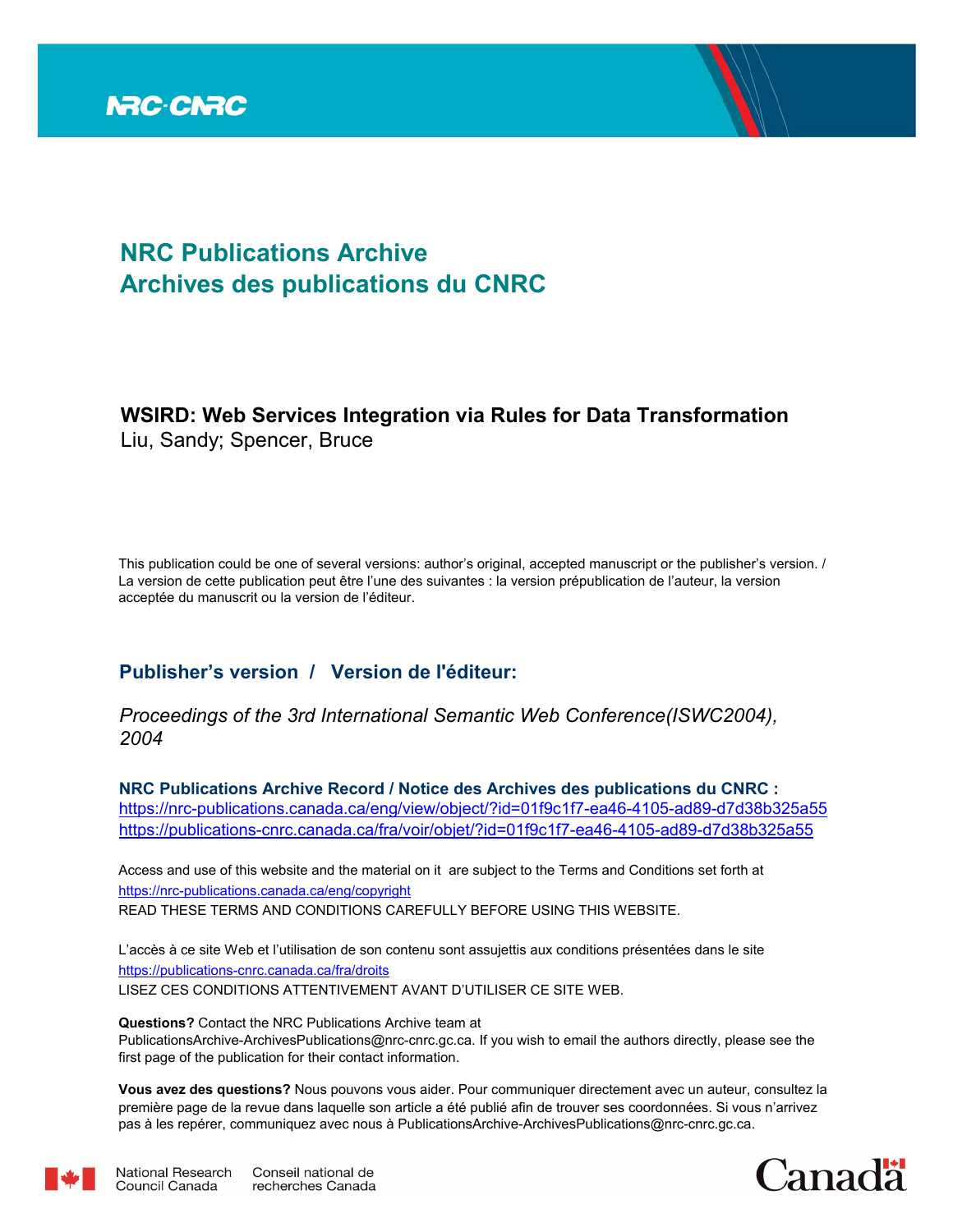# NRC Publications Archive
# Archives des publications du CNRC

**WSIRD: Web Services Integration via Rules for Data Transformation**
Liu, Sandy; Spencer, Bruce

This publication could be one of several versions: author's original, accepted manuscript or the publisher's version. / La version de cette publication peut être l'une des suivantes : la version prépublication de l'auteur, la version acceptée du manuscrit ou la version de l'éditeur.

## Publisher's version / Version de l'éditeur:

*Proceedings of the 3rd International Semantic Web Conference(ISWC2004), 2004*

**NRC Publications Archive Record / Notice des Archives des publications du CNRC :**
https://nrc-publications.canada.ca/eng/view/object/?id=01f9c1f7-ea46-4105-ad89-d7d38b325a55
https://publications-cnrc.canada.ca/fra/voir/objet/?id=01f9c1f7-ea46-4105-ad89-d7d38b325a55

Access and use of this website and the material on it are subject to the Terms and Conditions set forth at
https://nrc-publications.canada.ca/eng/copyright
READ THESE TERMS AND CONDITIONS CAREFULLY BEFORE USING THIS WEBSITE.

L'accès à ce site Web et l'utilisation de son contenu sont assujettis aux conditions présentées dans le site
https://publications-cnrc.canada.ca/fra/droits
LISEZ CES CONDITIONS ATTENTIVEMENT AVANT D'UTILISER CE SITE WEB.

**Questions?** Contact the NRC Publications Archive team at
PublicationsArchive-ArchivesPublications@nrc-cnrc.gc.ca. If you wish to email the authors directly, please see the first page of the publication for their contact information.

**Vous avez des questions?** Nous pouvons vous aider. Pour communiquer directement avec un auteur, consultez la première page de la revue dans laquelle son article a été publié afin de trouver ses coordonnées. Si vous n'arrivez pas à les repérer, communiquez avec nous à PublicationsArchive-ArchivesPublications@nrc-cnrc.gc.ca.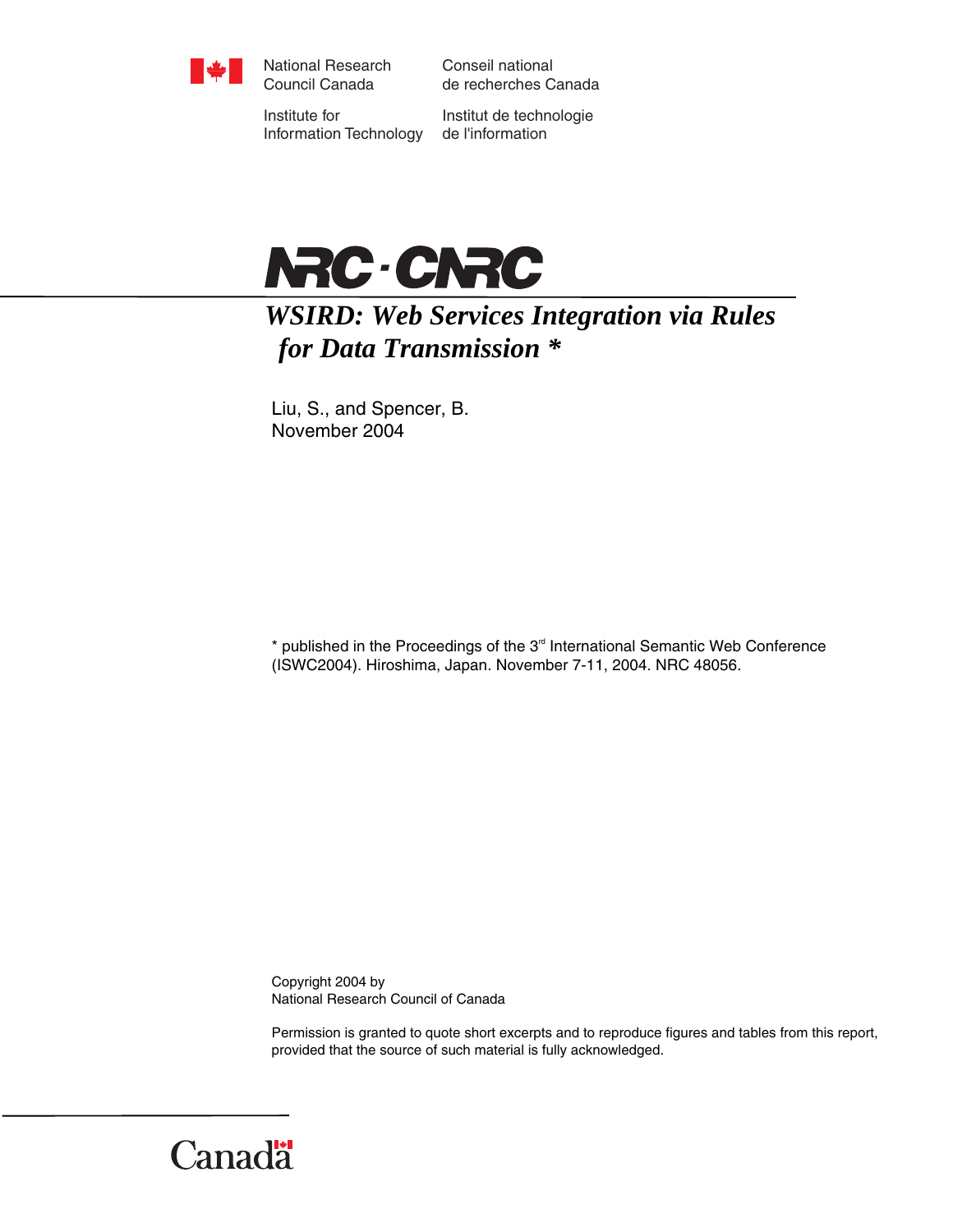National Research Council Canada

Conseil national de recherches Canada

Institute for Information Technology

Institut de technologie de l'information

NRC · CNRC

# WSIRD: Web Services Integration via Rules for Data Transmission *

Liu, S., and Spencer, B.
November 2004

* published in the Proceedings of the 3rd International Semantic Web Conference (ISWC2004). Hiroshima, Japan. November 7-11, 2004. NRC 48056.

Copyright 2004 by
National Research Council of Canada

Permission is granted to quote short excerpts and to reproduce figures and tables from this report, provided that the source of such material is fully acknowledged.

Canada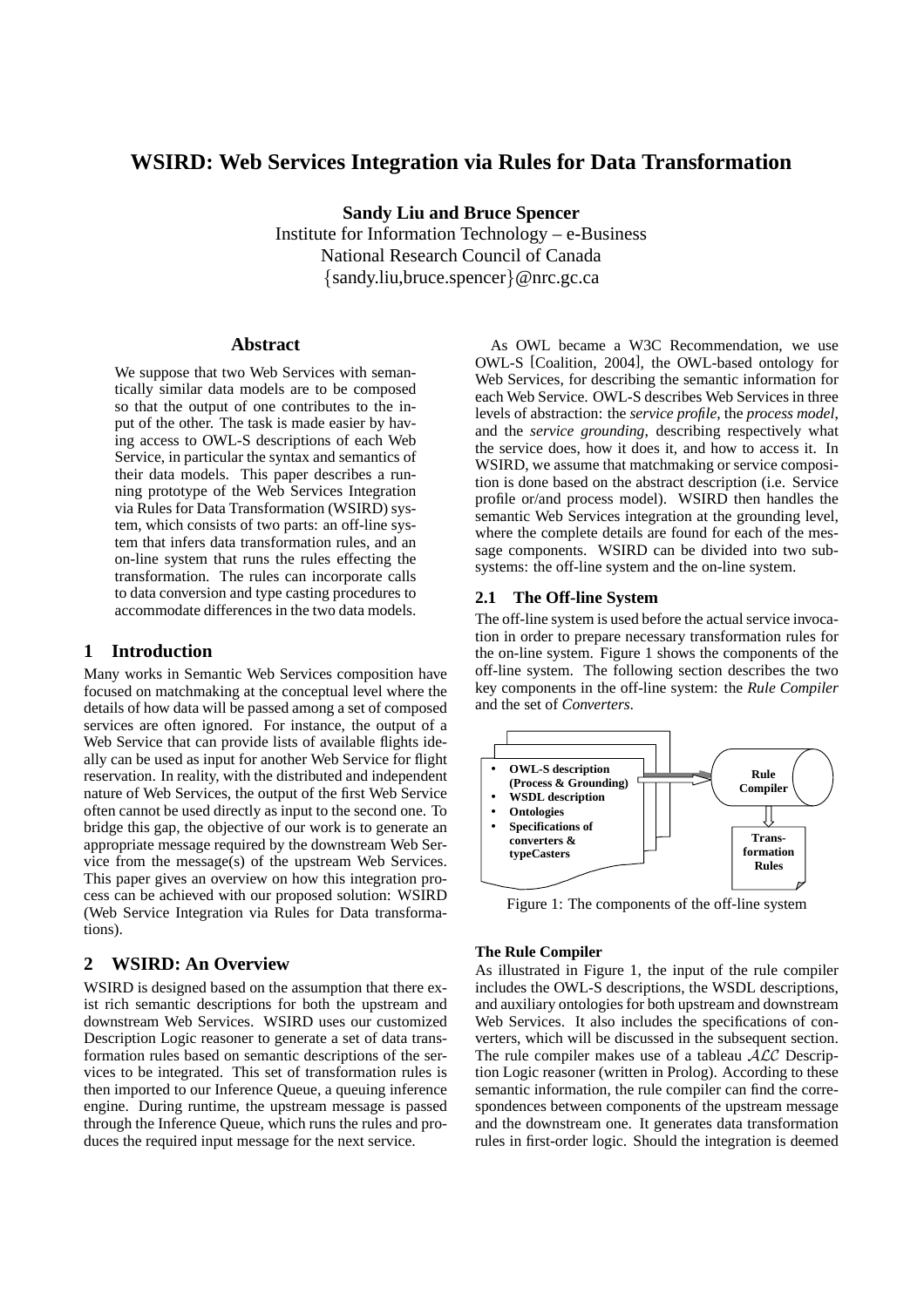# WSIRD: Web Services Integration via Rules for Data Transformation

**Sandy Liu and Bruce Spencer**
Institute for Information Technology – e-Business
National Research Council of Canada
{sandy.liu,bruce.spencer}@nrc.gc.ca

## Abstract

We suppose that two Web Services with semantically similar data models are to be composed so that the output of one contributes to the input of the other. The task is made easier by having access to OWL-S descriptions of each Web Service, in particular the syntax and semantics of their data models. This paper describes a running prototype of the Web Services Integration via Rules for Data Transformation (WSIRD) system, which consists of two parts: an off-line system that infers data transformation rules, and an on-line system that runs the rules effecting the transformation. The rules can incorporate calls to data conversion and type casting procedures to accommodate differences in the two data models.

## 1 Introduction

Many works in Semantic Web Services composition have focused on matchmaking at the conceptual level where the details of how data will be passed among a set of composed services are often ignored. For instance, the output of a Web Service that can provide lists of available flights ideally can be used as input for another Web Service for flight reservation. In reality, with the distributed and independent nature of Web Services, the output of the first Web Service often cannot be used directly as input to the second one. To bridge this gap, the objective of our work is to generate an appropriate message required by the downstream Web Service from the message(s) of the upstream Web Services. This paper gives an overview on how this integration process can be achieved with our proposed solution: WSIRD (Web Service Integration via Rules for Data transformations).

## 2 WSIRD: An Overview

WSIRD is designed based on the assumption that there exist rich semantic descriptions for both the upstream and downstream Web Services. WSIRD uses our customized Description Logic reasoner to generate a set of data transformation rules based on semantic descriptions of the services to be integrated. This set of transformation rules is then imported to our Inference Queue, a queuing inference engine. During runtime, the upstream message is passed through the Inference Queue, which runs the rules and produces the required input message for the next service.

As OWL became a W3C Recommendation, we use OWL-S [Coalition, 2004], the OWL-based ontology for Web Services, for describing the semantic information for each Web Service. OWL-S describes Web Services in three levels of abstraction: the *service profile*, the *process model*, and the *service grounding*, describing respectively what the service does, how it does it, and how to access it. In WSIRD, we assume that matchmaking or service composition is done based on the abstract description (i.e. Service profile or/and process model). WSIRD then handles the semantic Web Services integration at the grounding level, where the complete details are found for each of the message components. WSIRD can be divided into two subsystems: the off-line system and the on-line system.

### 2.1 The Off-line System

The off-line system is used before the actual service invocation in order to prepare necessary transformation rules for the on-line system. Figure 1 shows the components of the off-line system. The following section describes the two key components in the off-line system: the *Rule Compiler* and the set of *Converters*.

- **OWL-S description (Process & Grounding)**
- **WSDL description**
- **Ontologies**
- **Specifications of converters & typeCasters**

**Rule Compiler**

**Transformation Rules**

Figure 1: The components of the off-line system

**The Rule Compiler**

As illustrated in Figure 1, the input of the rule compiler includes the OWL-S descriptions, the WSDL descriptions, and auxiliary ontologies for both upstream and downstream Web Services. It also includes the specifications of converters, which will be discussed in the subsequent section. The rule compiler makes use of a tableau $\mathcal{ALC}$ Description Logic reasoner (written in Prolog). According to these semantic information, the rule compiler can find the correspondences between components of the upstream message and the downstream one. It generates data transformation rules in first-order logic. Should the integration is deemed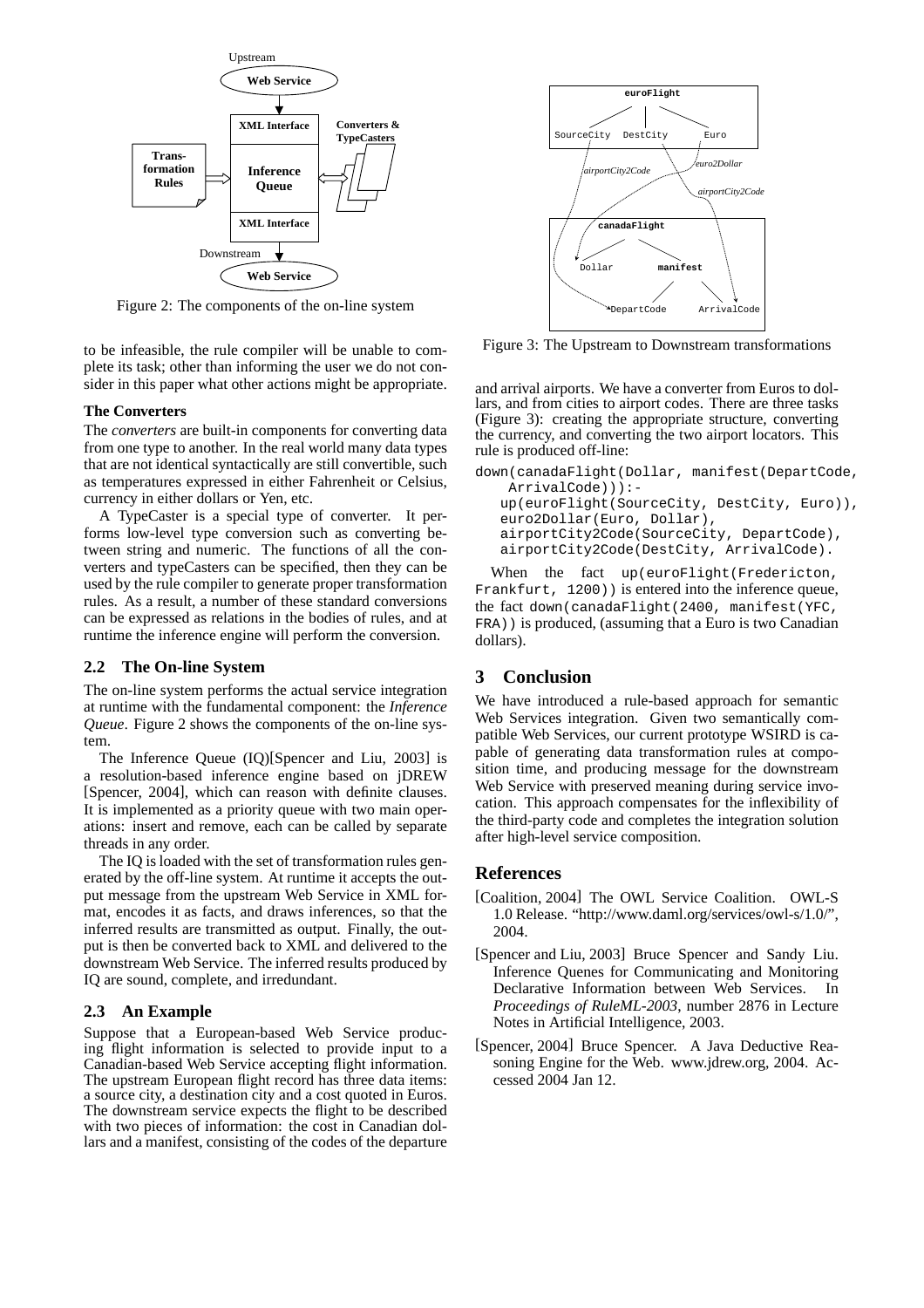Upstream

Web Service

XML Interface

Trans-formation Rules

Inference Queue

Converters & TypeCasters

XML Interface

Downstream

Web Service

Figure 2: The components of the on-line system

to be infeasible, the rule compiler will be unable to complete its task; other than informing the user we do not consider in this paper what other actions might be appropriate.

### The Converters

The *converters* are built-in components for converting data from one type to another. In the real world many data types that are not identical syntactically are still convertible, such as temperatures expressed in either Fahrenheit or Celsius, currency in either dollars or Yen, etc.

A TypeCaster is a special type of converter. It performs low-level type conversion such as converting between string and numeric. The functions of all the converters and typeCasters can be specified, then they can be used by the rule compiler to generate proper transformation rules. As a result, a number of these standard conversions can be expressed as relations in the bodies of rules, and at runtime the inference engine will perform the conversion.

## 2.2 The On-line System

The on-line system performs the actual service integration at runtime with the fundamental component: the *Inference Queue*. Figure 2 shows the components of the on-line system.

The Inference Queue (IQ)[Spencer and Liu, 2003] is a resolution-based inference engine based on jDREW [Spencer, 2004], which can reason with definite clauses. It is implemented as a priority queue with two main operations: insert and remove, each can be called by separate threads in any order.

The IQ is loaded with the set of transformation rules generated by the off-line system. At runtime it accepts the output message from the upstream Web Service in XML format, encodes it as facts, and draws inferences, so that the inferred results are transmitted as output. Finally, the output is then be converted back to XML and delivered to the downstream Web Service. The inferred results produced by IQ are sound, complete, and irredundant.

## 2.3 An Example

Suppose that a European-based Web Service producing flight information is selected to provide input to a Canadian-based Web Service accepting flight information. The upstream European flight record has three data items: a source city, a destination city and a cost quoted in Euros. The downstream service expects the flight to be described with two pieces of information: the cost in Canadian dollars and a manifest, consisting of the codes of the departure

euroFlight

SourceCity DestCity Euro

airportCity2Code

euro2Dollar

airportCity2Code

canadaFlight

Dollar manifest

DepartCode ArrivalCode

Figure 3: The Upstream to Downstream transformations

and arrival airports. We have a converter from Euros to dollars, and from cities to airport codes. There are three tasks (Figure 3): creating the appropriate structure, converting the currency, and converting the two airport locators. This rule is produced off-line:

```
down(canadaFlight(Dollar, manifest(DepartCode,
    ArrivalCode))):-
   up(euroFlight(SourceCity, DestCity, Euro)),
   euro2Dollar(Euro, Dollar),
   airportCity2Code(SourceCity, DepartCode),
   airportCity2Code(DestCity, ArrivalCode).
```

When the fact `up(euroFlight(Fredericton, Frankfurt, 1200))` is entered into the inference queue, the fact `down(canadaFlight(2400, manifest(YFC, FRA))` is produced, (assuming that a Euro is two Canadian dollars).

# 3 Conclusion

We have introduced a rule-based approach for semantic Web Services integration. Given two semantically compatible Web Services, our current prototype WSIRD is capable of generating data transformation rules at composition time, and producing message for the downstream Web Service with preserved meaning during service invocation. This approach compensates for the inflexibility of the third-party code and completes the integration solution after high-level service composition.

# References

[Coalition, 2004] The OWL Service Coalition. OWL-S 1.0 Release. "http://www.daml.org/services/owl-s/1.0/", 2004.

[Spencer and Liu, 2003] Bruce Spencer and Sandy Liu. Inference Quenes for Communicating and Monitoring Declarative Information between Web Services. In *Proceedings of RuleML-2003*, number 2876 in Lecture Notes in Artificial Intelligence, 2003.

[Spencer, 2004] Bruce Spencer. A Java Deductive Reasoning Engine for the Web. www.jdrew.org, 2004. Accessed 2004 Jan 12.